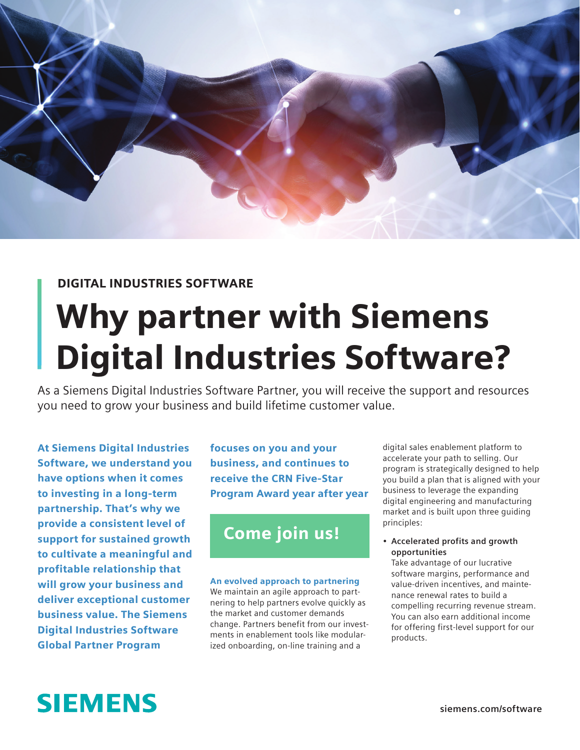DIGITAL INDUSTRIES SOFTWARE

# Why partner with Siemens Digital Industries Software?

As a Siemens Digital Industries Software Partner, you will receive the support and resources you need to grow your business and build lifetime customer value.

**At Siemens Digital Industries Software, we understand you have options when it comes to investing in a long-term partnership. That's why we provide a consistent level of support for sustained growth to cultivate a meaningful and profitable relationship that will grow your business and deliver exceptional customer business value. The Siemens Digital Industries Software Global Partner Program focuses on you and your business, and continues to receive the CRN Five-Star Program Award year after year**

## Come join us!

**An evolved approach to partnering**

We maintain an agile approach to partnering to help partners evolve quickly as the market and customer demands change. Partners benefit from our investments in enablement tools like modularized onboarding, on-line training and a digital sales enablement platform to accelerate your path to selling. Our program is strategically designed to help you build a plan that is aligned with your business to leverage the expanding digital engineering and manufacturing market and is built upon three guiding principles:

- **Accelerated profits and growth opportunities**
  Take advantage of our lucrative software margins, performance and value-driven incentives, and maintenance renewal rates to build a compelling recurring revenue stream. You can also earn additional income for offering first-level support for our products.

SIEMENS

siemens.com/software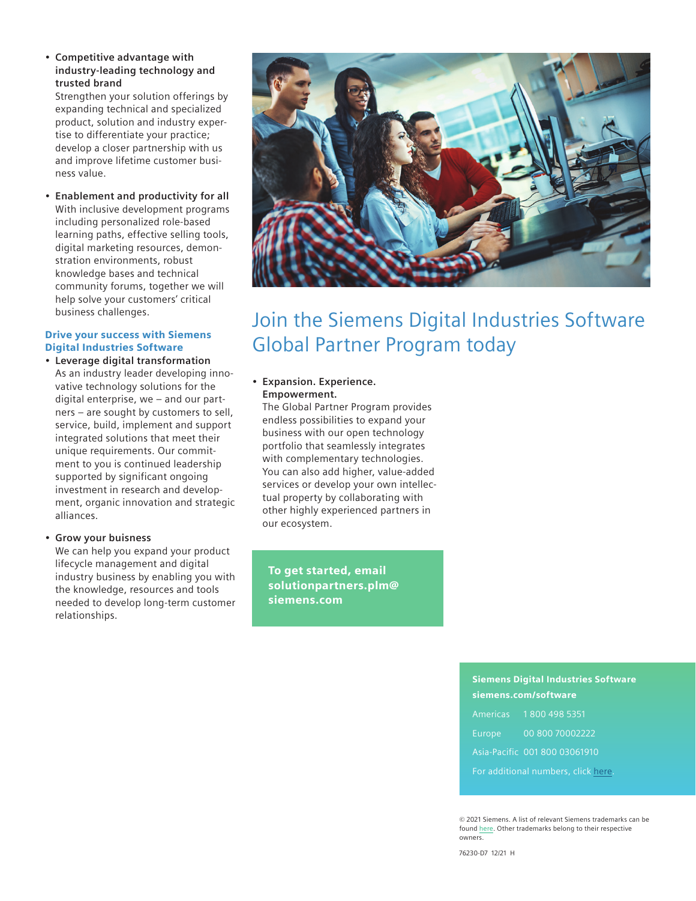- **Competitive advantage with industry-leading technology and trusted brand**
  Strengthen your solution offerings by expanding technical and specialized product, solution and industry expertise to differentiate your practice; develop a closer partnership with us and improve lifetime customer business value.

- **Enablement and productivity for all**
  With inclusive development programs including personalized role-based learning paths, effective selling tools, digital marketing resources, demonstration environments, robust knowledge bases and technical community forums, together we will help solve your customers' critical business challenges.

### Drive your success with Siemens Digital Industries Software

- **Leverage digital transformation**
  As an industry leader developing innovative technology solutions for the digital enterprise, we – and our partners – are sought by customers to sell, service, build, implement and support integrated solutions that meet their unique requirements. Our commitment to you is continued leadership supported by significant ongoing investment in research and development, organic innovation and strategic alliances.

- **Grow your buisness**
  We can help you expand your product lifecycle management and digital industry business by enabling you with the knowledge, resources and tools needed to develop long-term customer relationships.

## Join the Siemens Digital Industries Software Global Partner Program today

- **Expansion. Experience. Empowerment.**
  The Global Partner Program provides endless possibilities to expand your business with our open technology portfolio that seamlessly integrates with complementary technologies. You can also add higher, value-added services or develop your own intellectual property by collaborating with other highly experienced partners in our ecosystem.

**To get started, email solutionpartners.plm@siemens.com**

**Siemens Digital Industries Software**
**siemens.com/software**

Americas 1 800 498 5351
Europe 00 800 70002222
Asia-Pacific 001 800 03061910
For additional numbers, click here.

© 2021 Siemens. A list of relevant Siemens trademarks can be found here. Other trademarks belong to their respective owners.

76230-D7 12/21 H